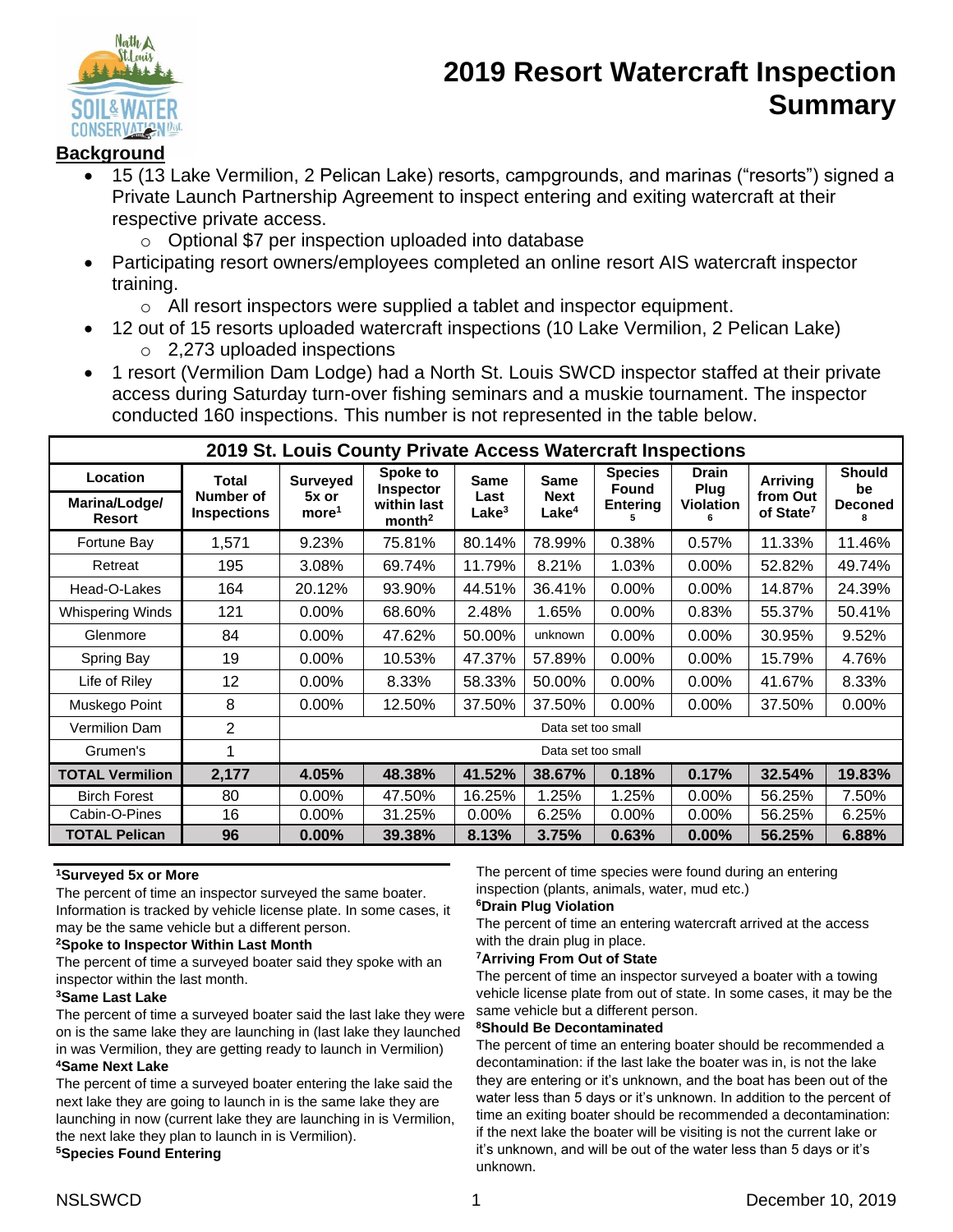# 2019 Resort Watercraft Inspection Summary

## Background

- 15 (13 Lake Vermilion, 2 Pelican Lake) resorts, campgrounds, and marinas ("resorts") signed a Private Launch Partnership Agreement to inspect entering and exiting watercraft at their respective private access.
  - Optional $7 per inspection uploaded into database
- Participating resort owners/employees completed an online resort AIS watercraft inspector training.
  - All resort inspectors were supplied a tablet and inspector equipment.
- 12 out of 15 resorts uploaded watercraft inspections (10 Lake Vermilion, 2 Pelican Lake)
  - 2,273 uploaded inspections
- 1 resort (Vermilion Dam Lodge) had a North St. Louis SWCD inspector staffed at their private access during Saturday turn-over fishing seminars and a muskie tournament. The inspector conducted 160 inspections. This number is not represented in the table below.

**2019 St. Louis County Private Access Watercraft Inspections**

| Location<br>Marina/Lodge/ Resort | Total Number of Inspections | Surveyed 5x or more[1] | Spoke to Inspector within last month[2] | Same Last Lake[3] | Same Next Lake[4] | Species Found Entering [5] | Drain Plug Violation [6] | Arriving from Out of State[7] | Should be Deconed [8] |
|---|---|---|---|---|---|---|---|---|---|
| Fortune Bay | 1,571 | 9.23% | 75.81% | 80.14% | 78.99% | 0.38% | 0.57% | 11.33% | 11.46% |
| Retreat | 195 | 3.08% | 69.74% | 11.79% | 8.21% | 1.03% | 0.00% | 52.82% | 49.74% |
| Head-O-Lakes | 164 | 20.12% | 93.90% | 44.51% | 36.41% | 0.00% | 0.00% | 14.87% | 24.39% |
| Whispering Winds | 121 | 0.00% | 68.60% | 2.48% | 1.65% | 0.00% | 0.83% | 55.37% | 50.41% |
| Glenmore | 84 | 0.00% | 47.62% | 50.00% | unknown | 0.00% | 0.00% | 30.95% | 9.52% |
| Spring Bay | 19 | 0.00% | 10.53% | 47.37% | 57.89% | 0.00% | 0.00% | 15.79% | 4.76% |
| Life of Riley | 12 | 0.00% | 8.33% | 58.33% | 50.00% | 0.00% | 0.00% | 41.67% | 8.33% |
| Muskego Point | 8 | 0.00% | 12.50% | 37.50% | 37.50% | 0.00% | 0.00% | 37.50% | 0.00% |
| Vermilion Dam | 2 | Data set too small | | | | | | | |
| Grumen's | 1 | Data set too small | | | | | | | |
| **TOTAL Vermilion** | **2,177** | **4.05%** | **48.38%** | **41.52%** | **38.67%** | **0.18%** | **0.17%** | **32.54%** | **19.83%** |
| Birch Forest | 80 | 0.00% | 47.50% | 16.25% | 1.25% | 1.25% | 0.00% | 56.25% | 7.50% |
| Cabin-O-Pines | 16 | 0.00% | 31.25% | 0.00% | 6.25% | 0.00% | 0.00% | 56.25% | 6.25% |
| **TOTAL Pelican** | **96** | **0.00%** | **39.38%** | **8.13%** | **3.75%** | **0.63%** | **0.00%** | **56.25%** | **6.88%** |

**[1]Surveyed 5x or More**
The percent of time an inspector surveyed the same boater. Information is tracked by vehicle license plate. In some cases, it may be the same vehicle but a different person.

**[2]Spoke to Inspector Within Last Month**
The percent of time a surveyed boater said they spoke with an inspector within the last month.

**[3]Same Last Lake**
The percent of time a surveyed boater said the last lake they were on is the same lake they are launching in (last lake they launched in was Vermilion, they are getting ready to launch in Vermilion)

**[4]Same Next Lake**
The percent of time a surveyed boater entering the lake said the next lake they are going to launch in is the same lake they are launching in now (current lake they are launching in is Vermilion, the next lake they plan to launch in is Vermilion).

**[5]Species Found Entering**
The percent of time species were found during an entering inspection (plants, animals, water, mud etc.)

**[6]Drain Plug Violation**
The percent of time an entering watercraft arrived at the access with the drain plug in place.

**[7]Arriving From Out of State**
The percent of time an inspector surveyed a boater with a towing vehicle license plate from out of state. In some cases, it may be the same vehicle but a different person.

**[8]Should Be Decontaminated**
The percent of time an entering boater should be recommended a decontamination: if the last lake the boater was in, is not the lake they are entering or it's unknown, and the boat has been out of the water less than 5 days or it's unknown. In addition to the percent of time an exiting boater should be recommended a decontamination: if the next lake the boater will be visiting is not the current lake or it's unknown, and will be out of the water less than 5 days or it's unknown.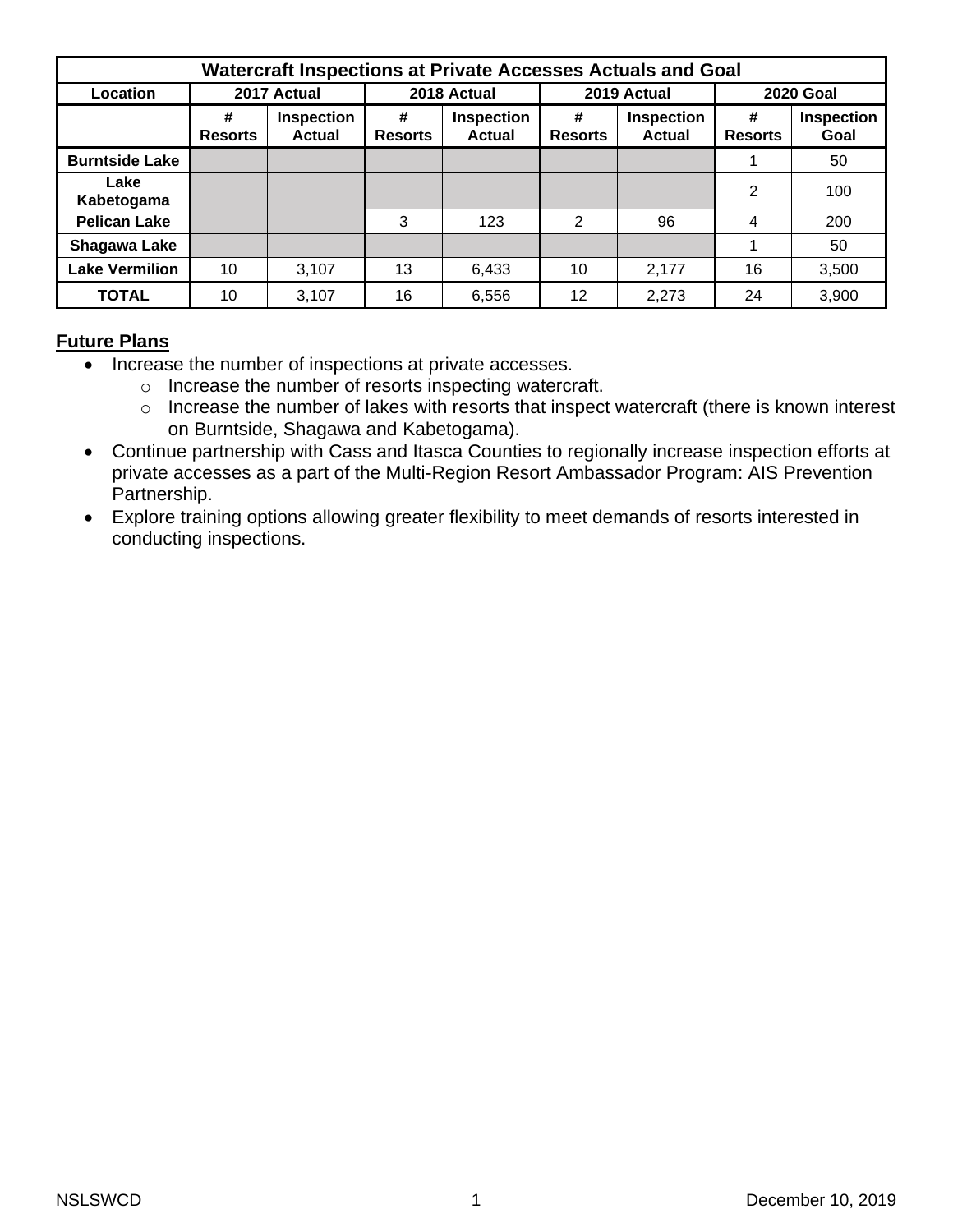| Watercraft Inspections at Private Accesses Actuals and Goal | | | | | | | | |
|---|---|---|---|---|---|---|---|---|
| **Location** | **2017 Actual** | | **2018 Actual** | | **2019 Actual** | | **2020 Goal** | |
| | **# Resorts** | **Inspection Actual** | **# Resorts** | **Inspection Actual** | **# Resorts** | **Inspection Actual** | **# Resorts** | **Inspection Goal** |
| **Burntside Lake** | | | | | | | 1 | 50 |
| **Lake Kabetogama** | | | | | | | 2 | 100 |
| **Pelican Lake** | | | 3 | 123 | 2 | 96 | 4 | 200 |
| **Shagawa Lake** | | | | | | | 1 | 50 |
| **Lake Vermilion** | 10 | 3,107 | 13 | 6,433 | 10 | 2,177 | 16 | 3,500 |
| **TOTAL** | 10 | 3,107 | 16 | 6,556 | 12 | 2,273 | 24 | 3,900 |

## Future Plans

- Increase the number of inspections at private accesses.
  - Increase the number of resorts inspecting watercraft.
  - Increase the number of lakes with resorts that inspect watercraft (there is known interest on Burntside, Shagawa and Kabetogama).
- Continue partnership with Cass and Itasca Counties to regionally increase inspection efforts at private accesses as a part of the Multi-Region Resort Ambassador Program: AIS Prevention Partnership.
- Explore training options allowing greater flexibility to meet demands of resorts interested in conducting inspections.